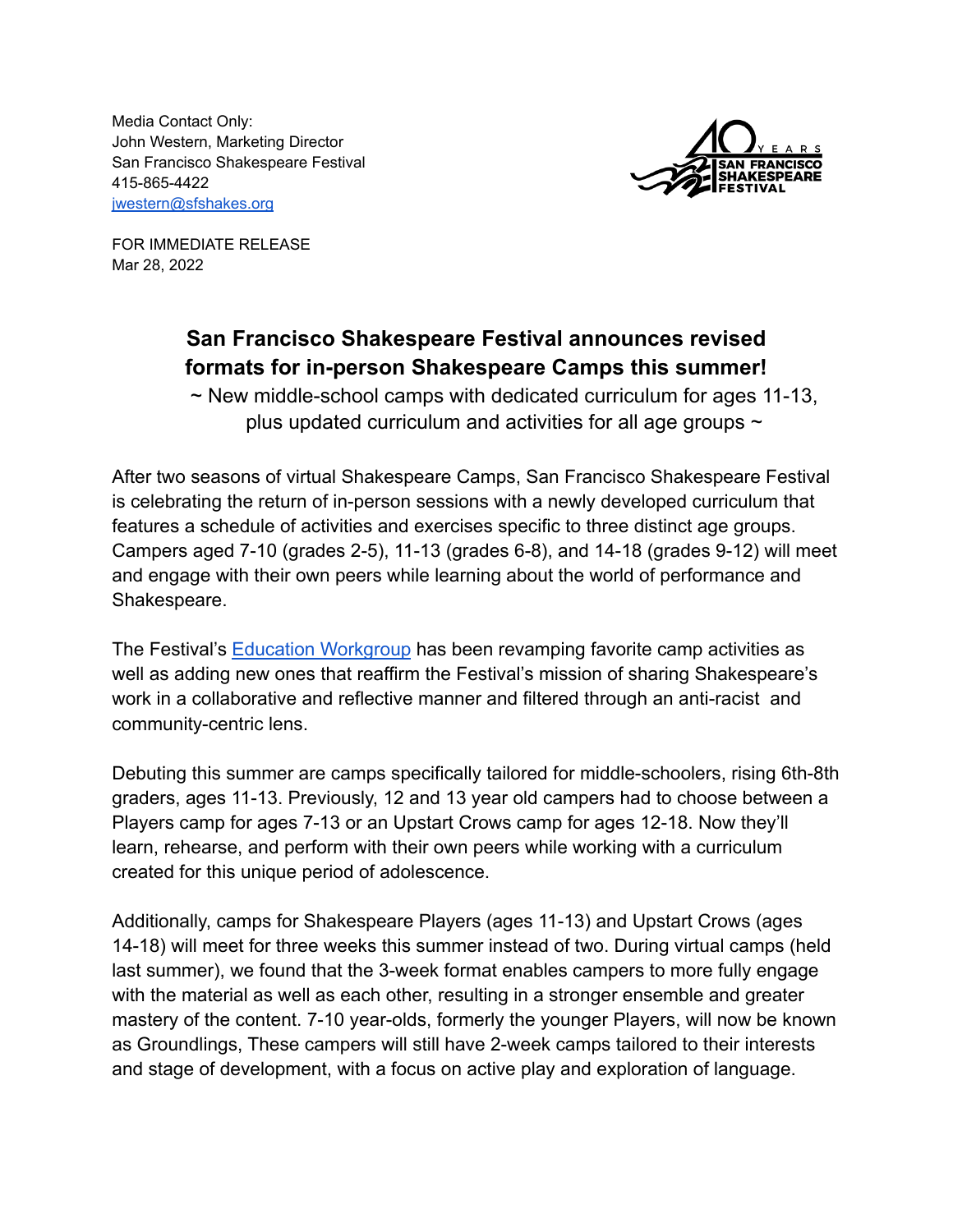Media Contact Only:
John Western, Marketing Director
San Francisco Shakespeare Festival
415-865-4422
[jwestern@sfshakes.org](mailto:jwestern@sfshakes.org)

FOR IMMEDIATE RELEASE
Mar 28, 2022

## San Francisco Shakespeare Festival announces revised formats for in-person Shakespeare Camps this summer!

~ New middle-school camps with dedicated curriculum for ages 11-13, plus updated curriculum and activities for all age groups ~

After two seasons of virtual Shakespeare Camps, San Francisco Shakespeare Festival is celebrating the return of in-person sessions with a newly developed curriculum that features a schedule of activities and exercises specific to three distinct age groups. Campers aged 7-10 (grades 2-5), 11-13 (grades 6-8), and 14-18 (grades 9-12) will meet and engage with their own peers while learning about the world of performance and Shakespeare.

The Festival's [Education Workgroup]() has been revamping favorite camp activities as well as adding new ones that reaffirm the Festival's mission of sharing Shakespeare's work in a collaborative and reflective manner and filtered through an anti-racist and community-centric lens.

Debuting this summer are camps specifically tailored for middle-schoolers, rising 6th-8th graders, ages 11-13. Previously, 12 and 13 year old campers had to choose between a Players camp for ages 7-13 or an Upstart Crows camp for ages 12-18. Now they'll learn, rehearse, and perform with their own peers while working with a curriculum created for this unique period of adolescence.

Additionally, camps for Shakespeare Players (ages 11-13) and Upstart Crows (ages 14-18) will meet for three weeks this summer instead of two. During virtual camps (held last summer), we found that the 3-week format enables campers to more fully engage with the material as well as each other, resulting in a stronger ensemble and greater mastery of the content. 7-10 year-olds, formerly the younger Players, will now be known as Groundlings, These campers will still have 2-week camps tailored to their interests and stage of development, with a focus on active play and exploration of language.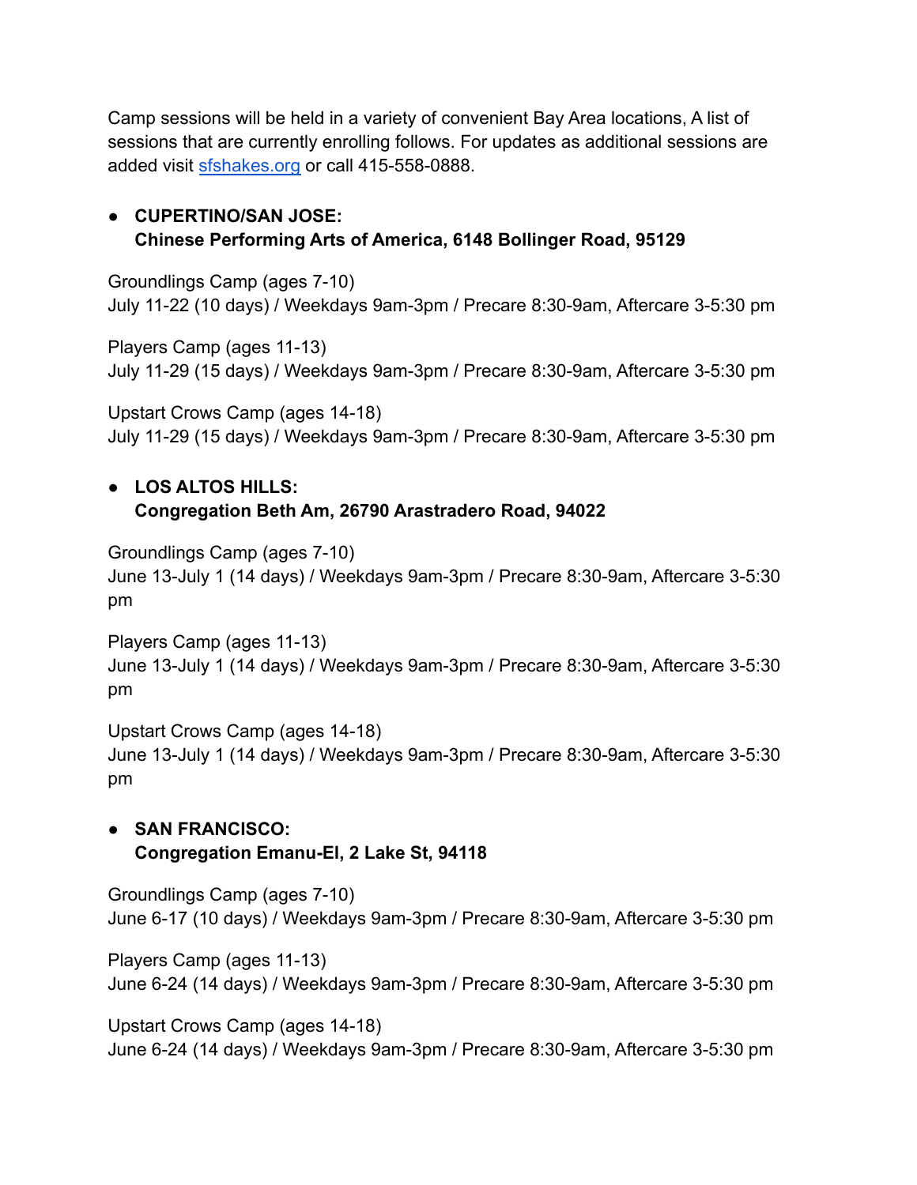Camp sessions will be held in a variety of convenient Bay Area locations, A list of sessions that are currently enrolling follows. For updates as additional sessions are added visit [sfshakes.org](sfshakes.org) or call 415-558-0888.

- **CUPERTINO/SAN JOSE:**
  **Chinese Performing Arts of America, 6148 Bollinger Road, 95129**

Groundlings Camp (ages 7-10)
July 11-22 (10 days) / Weekdays 9am-3pm / Precare 8:30-9am, Aftercare 3-5:30 pm

Players Camp (ages 11-13)
July 11-29 (15 days) / Weekdays 9am-3pm / Precare 8:30-9am, Aftercare 3-5:30 pm

Upstart Crows Camp (ages 14-18)
July 11-29 (15 days) / Weekdays 9am-3pm / Precare 8:30-9am, Aftercare 3-5:30 pm

- **LOS ALTOS HILLS:**
  **Congregation Beth Am, 26790 Arastradero Road, 94022**

Groundlings Camp (ages 7-10)
June 13-July 1 (14 days) / Weekdays 9am-3pm / Precare 8:30-9am, Aftercare 3-5:30 pm

Players Camp (ages 11-13)
June 13-July 1 (14 days) / Weekdays 9am-3pm / Precare 8:30-9am, Aftercare 3-5:30 pm

Upstart Crows Camp (ages 14-18)
June 13-July 1 (14 days) / Weekdays 9am-3pm / Precare 8:30-9am, Aftercare 3-5:30 pm

- **SAN FRANCISCO:**
  **Congregation Emanu-El, 2 Lake St, 94118**

Groundlings Camp (ages 7-10)
June 6-17 (10 days) / Weekdays 9am-3pm / Precare 8:30-9am, Aftercare 3-5:30 pm

Players Camp (ages 11-13)
June 6-24 (14 days) / Weekdays 9am-3pm / Precare 8:30-9am, Aftercare 3-5:30 pm

Upstart Crows Camp (ages 14-18)
June 6-24 (14 days) / Weekdays 9am-3pm / Precare 8:30-9am, Aftercare 3-5:30 pm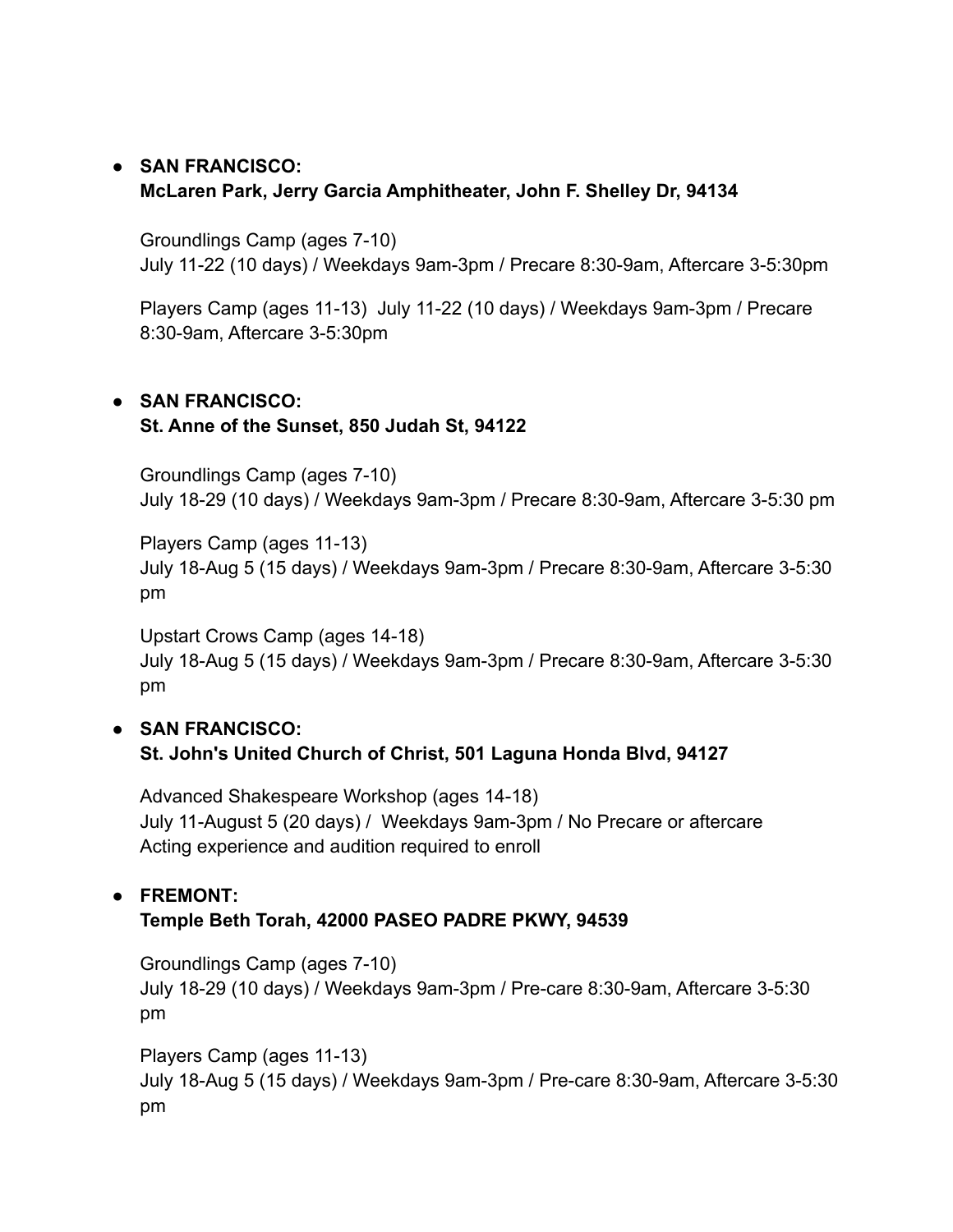- **SAN FRANCISCO:**
  **McLaren Park, Jerry Garcia Amphitheater, John F. Shelley Dr, 94134**

  Groundlings Camp (ages 7-10)
  July 11-22 (10 days) / Weekdays 9am-3pm / Precare 8:30-9am, Aftercare 3-5:30pm

  Players Camp (ages 11-13)  July 11-22 (10 days) / Weekdays 9am-3pm / Precare 8:30-9am, Aftercare 3-5:30pm

- **SAN FRANCISCO:**
  **St. Anne of the Sunset, 850 Judah St, 94122**

  Groundlings Camp (ages 7-10)
  July 18-29 (10 days) / Weekdays 9am-3pm / Precare 8:30-9am, Aftercare 3-5:30 pm

  Players Camp (ages 11-13)
  July 18-Aug 5 (15 days) / Weekdays 9am-3pm / Precare 8:30-9am, Aftercare 3-5:30 pm

  Upstart Crows Camp (ages 14-18)
  July 18-Aug 5 (15 days) / Weekdays 9am-3pm / Precare 8:30-9am, Aftercare 3-5:30 pm

- **SAN FRANCISCO:**
  **St. John's United Church of Christ, 501 Laguna Honda Blvd, 94127**

  Advanced Shakespeare Workshop (ages 14-18)
  July 11-August 5 (20 days) /  Weekdays 9am-3pm / No Precare or aftercare
  Acting experience and audition required to enroll

- **FREMONT:**
  **Temple Beth Torah, 42000 PASEO PADRE PKWY, 94539**

  Groundlings Camp (ages 7-10)
  July 18-29 (10 days) / Weekdays 9am-3pm / Pre-care 8:30-9am, Aftercare 3-5:30 pm

  Players Camp (ages 11-13)
  July 18-Aug 5 (15 days) / Weekdays 9am-3pm / Pre-care 8:30-9am, Aftercare 3-5:30 pm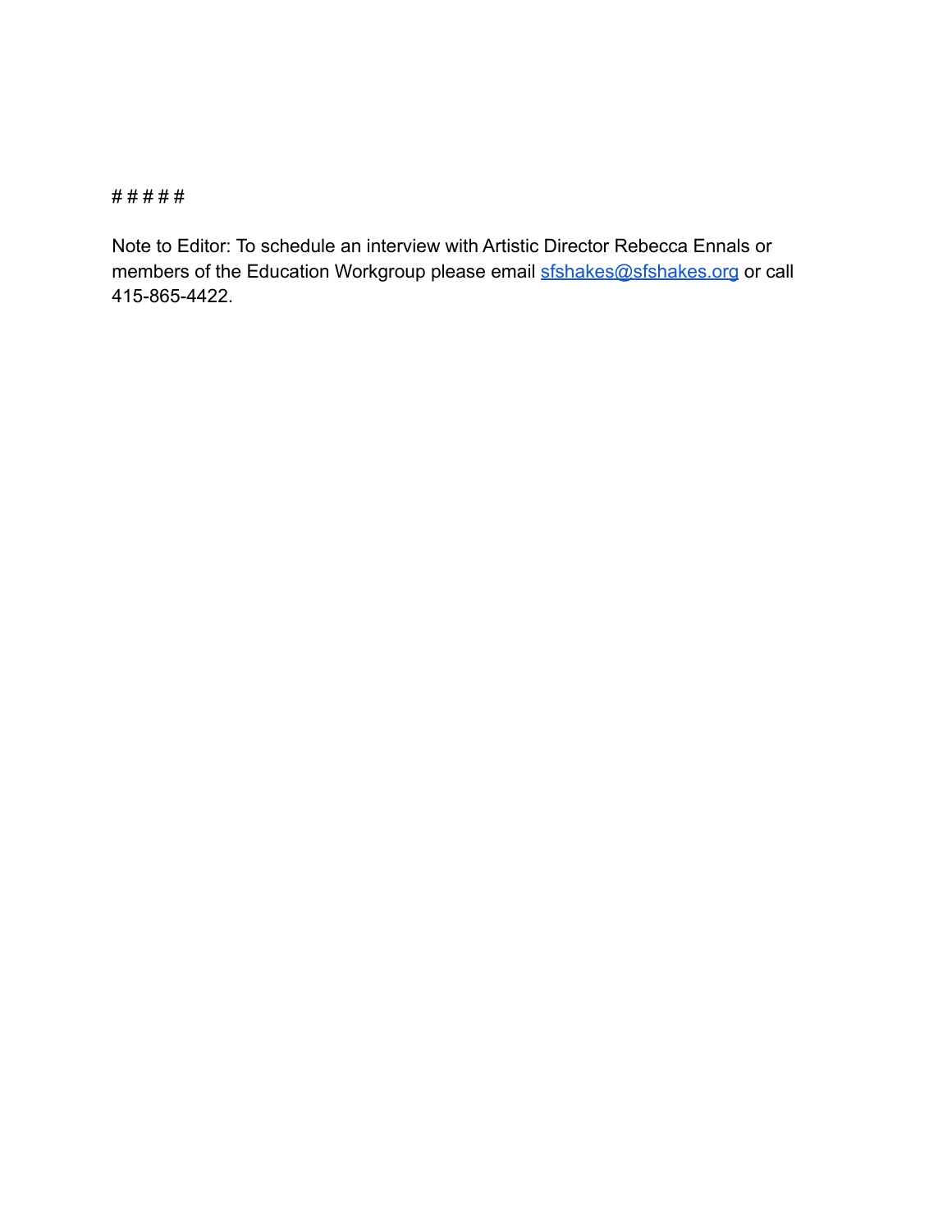# # # # #

Note to Editor: To schedule an interview with Artistic Director Rebecca Ennals or members of the Education Workgroup please email sfshakes@sfshakes.org or call 415-865-4422.